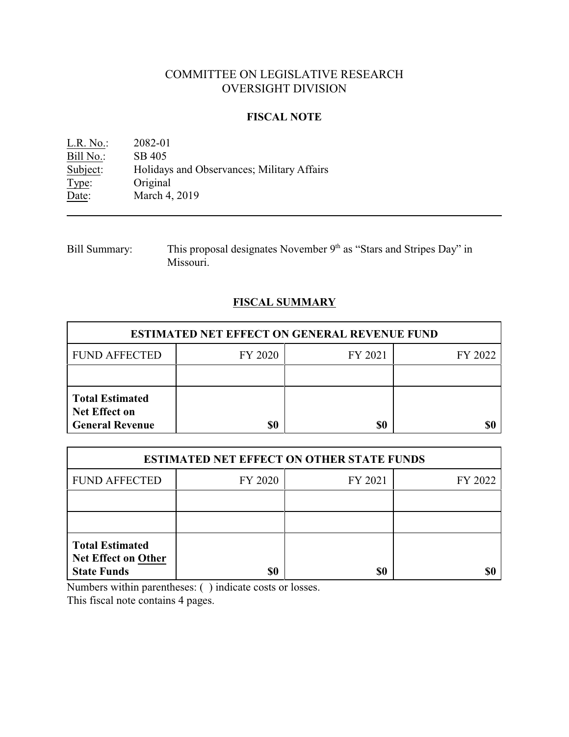# COMMITTEE ON LEGISLATIVE RESEARCH
# OVERSIGHT DIVISION

## FISCAL NOTE

L.R. No.: 2082-01
Bill No.: SB 405
Subject: Holidays and Observances; Military Affairs
Type: Original
Date: March 4, 2019

---

Bill Summary: This proposal designates November 9th as "Stars and Stripes Day" in Missouri.

## FISCAL SUMMARY

| ESTIMATED NET EFFECT ON GENERAL REVENUE FUND | | | |
|---|---|---|---|
| FUND AFFECTED | FY 2020 | FY 2021 | FY 2022 |
| | | | |
| **Total Estimated Net Effect on General Revenue** | **$0** | **$0** | **$0** |

| ESTIMATED NET EFFECT ON OTHER STATE FUNDS | | | |
|---|---|---|---|
| FUND AFFECTED | FY 2020 | FY 2021 | FY 2022 |
| | | | |
| | | | |
| **Total Estimated Net Effect on Other State Funds** | **$0** | **$0** | **$0** |

Numbers within parentheses: ( ) indicate costs or losses.
This fiscal note contains 4 pages.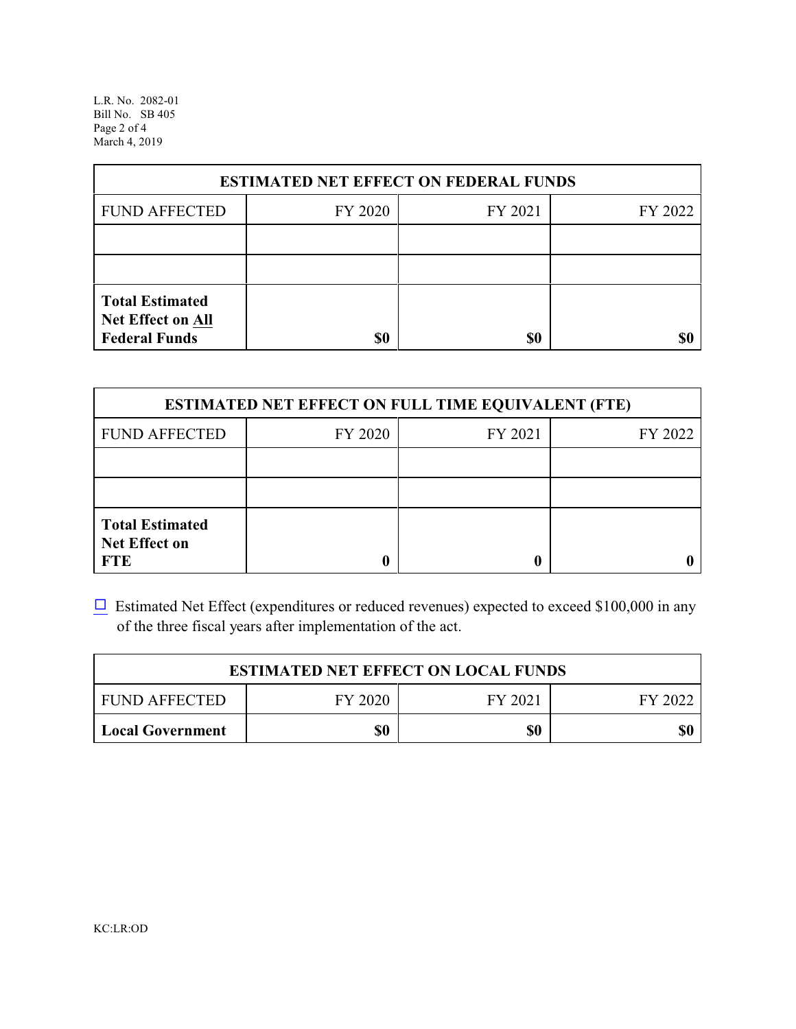| ESTIMATED NET EFFECT ON FEDERAL FUNDS | | | |
|---|---|---|---|
| FUND AFFECTED | FY 2020 | FY 2021 | FY 2022 |
| | | | |
| | | | |
| **Total Estimated Net Effect on All Federal Funds** | **$0** | **$0** | **$0** |

| ESTIMATED NET EFFECT ON FULL TIME EQUIVALENT (FTE) | | | |
|---|---|---|---|
| FUND AFFECTED | FY 2020 | FY 2021 | FY 2022 |
| | | | |
| | | | |
| **Total Estimated Net Effect on FTE** | **0** | **0** | **0** |

☐ Estimated Net Effect (expenditures or reduced revenues) expected to exceed $100,000 in any of the three fiscal years after implementation of the act.

| ESTIMATED NET EFFECT ON LOCAL FUNDS | | | |
|---|---|---|---|
| FUND AFFECTED | FY 2020 | FY 2021 | FY 2022 |
| **Local Government** | **$0** | **$0** | **$0** |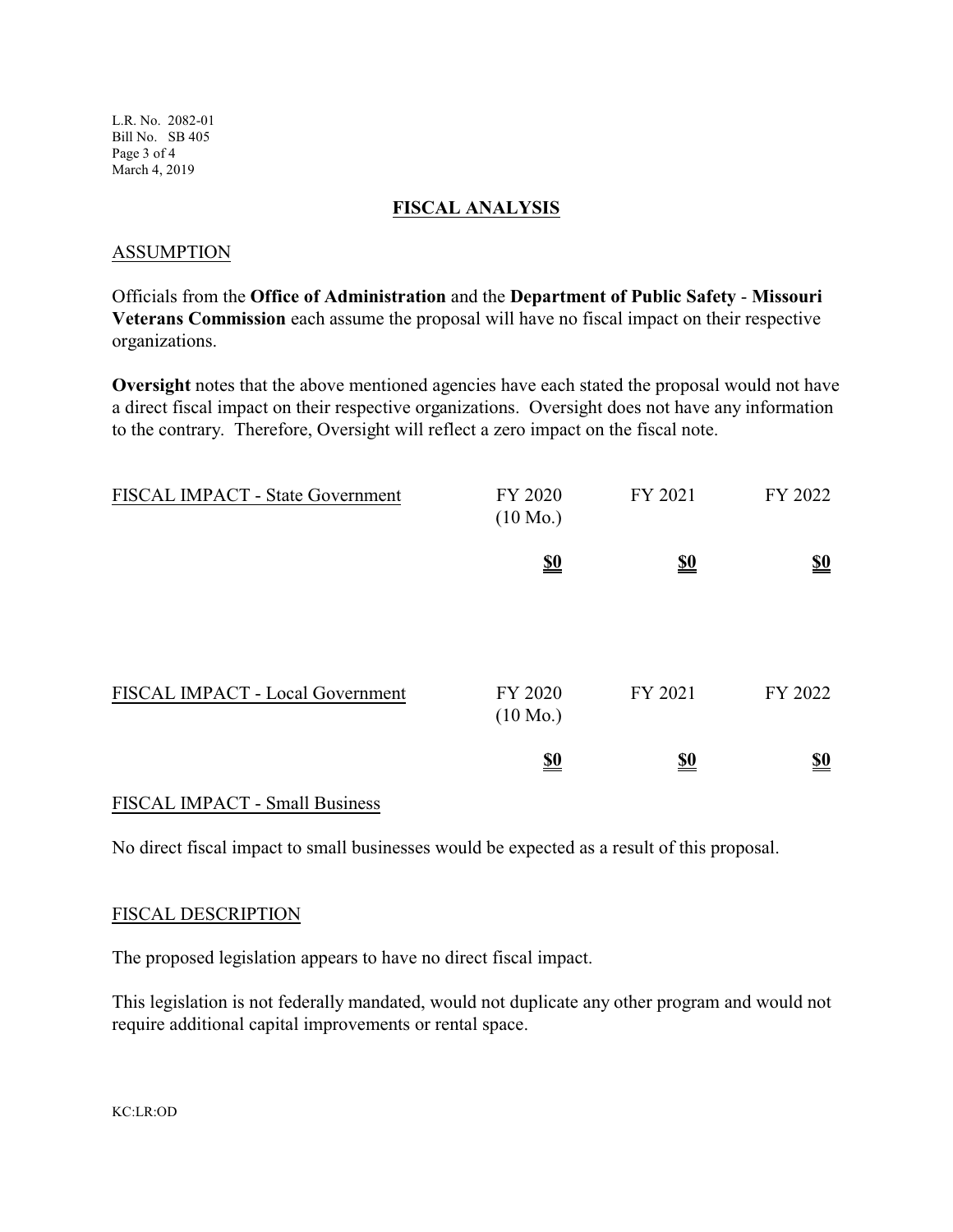## FISCAL ANALYSIS

### ASSUMPTION

Officials from the **Office of Administration** and the **Department of Public Safety** - **Missouri Veterans Commission** each assume the proposal will have no fiscal impact on their respective organizations.

**Oversight** notes that the above mentioned agencies have each stated the proposal would not have a direct fiscal impact on their respective organizations. Oversight does not have any information to the contrary. Therefore, Oversight will reflect a zero impact on the fiscal note.

| FISCAL IMPACT - State Government | FY 2020 (10 Mo.) | FY 2021 | FY 2022 |
|---|---|---|---|
| | **$0** | **$0** | **$0** |

| FISCAL IMPACT - Local Government | FY 2020 (10 Mo.) | FY 2021 | FY 2022 |
|---|---|---|---|
| | **$0** | **$0** | **$0** |

### FISCAL IMPACT - Small Business

No direct fiscal impact to small businesses would be expected as a result of this proposal.

### FISCAL DESCRIPTION

The proposed legislation appears to have no direct fiscal impact.

This legislation is not federally mandated, would not duplicate any other program and would not require additional capital improvements or rental space.

KC:LR:OD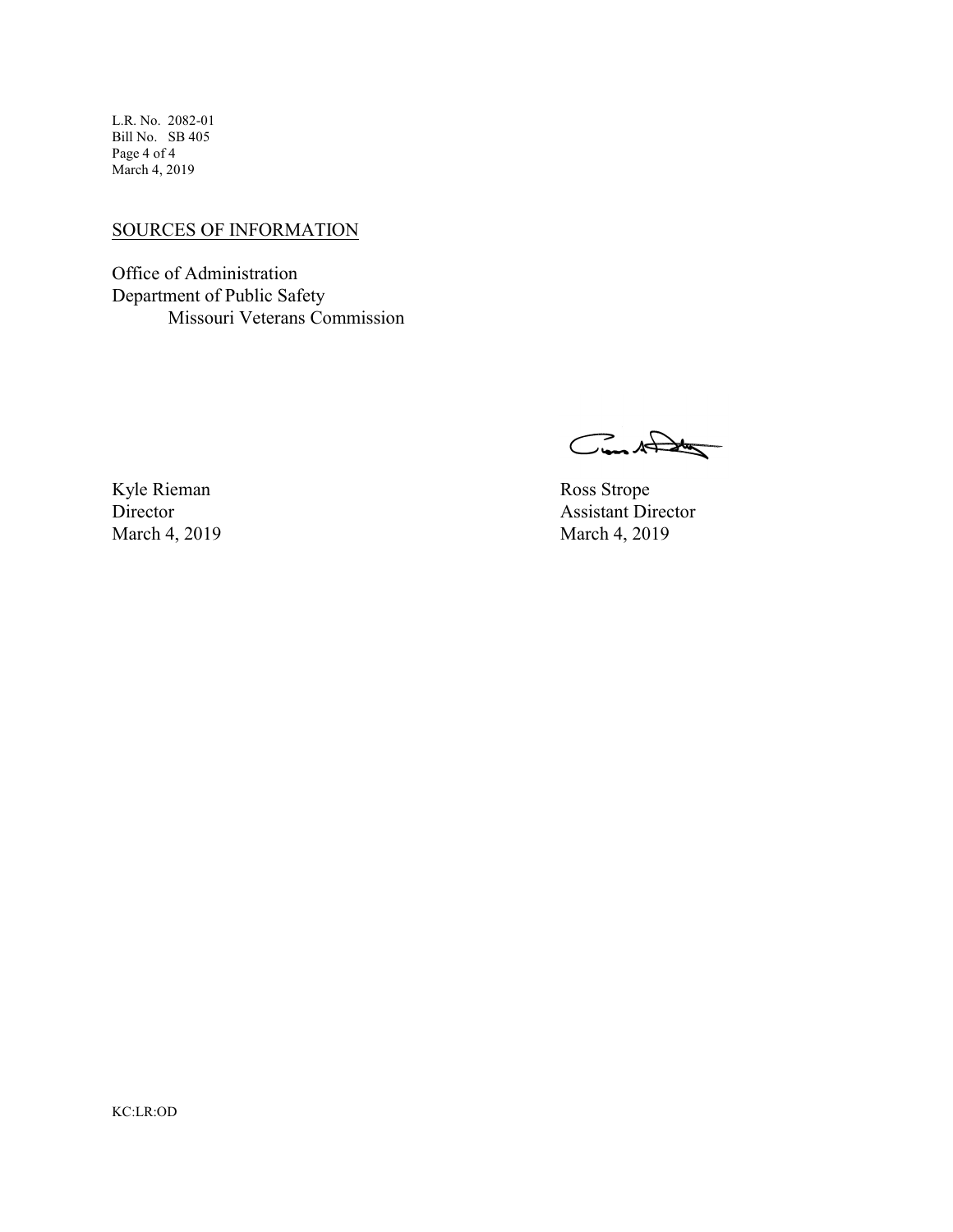## SOURCES OF INFORMATION

Office of Administration
Department of Public Safety
Missouri Veterans Commission

| | |
|---|---|
| Kyle Rieman | Ross Strope |
| Director | Assistant Director |
| March 4, 2019 | March 4, 2019 |

KC:LR:OD